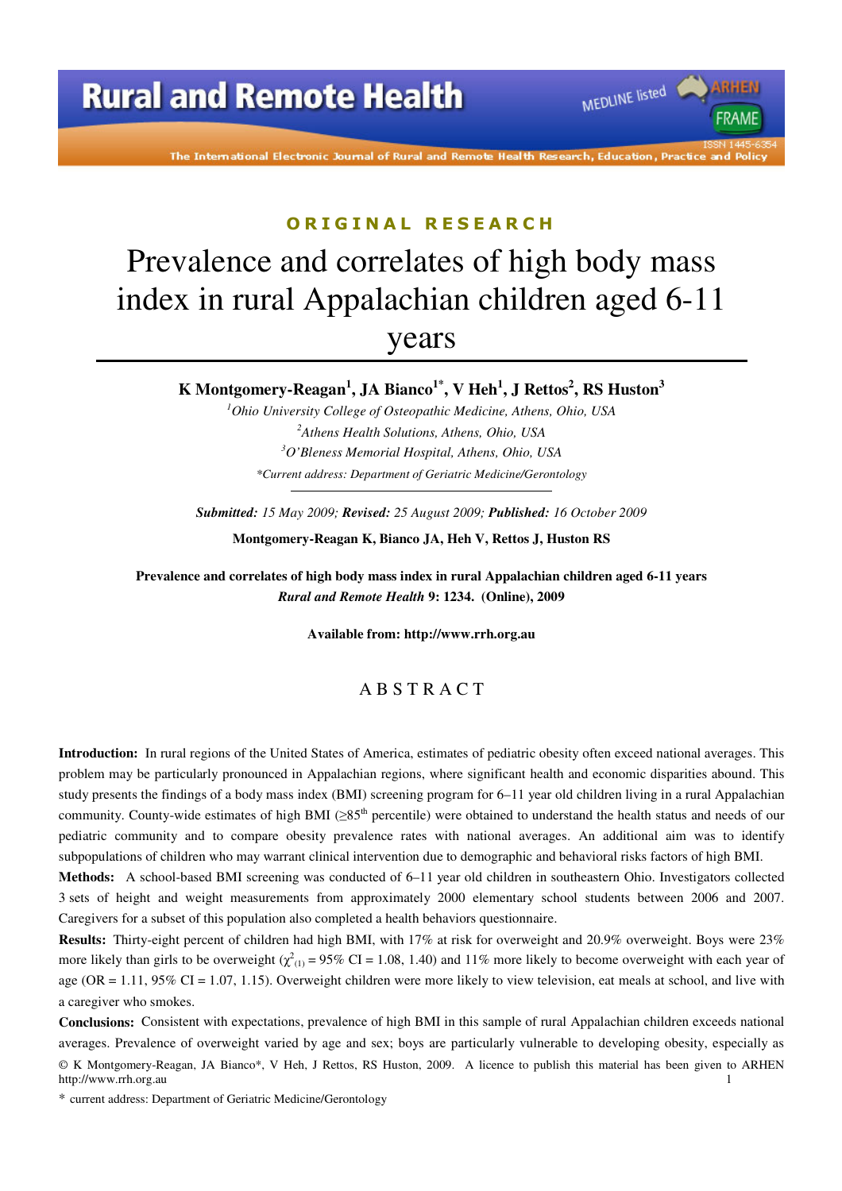ORIGINAL RESEARCH

# Prevalence and correlates of high body mass index in rural Appalachian children aged 6-11 years

**K Montgomery-Reagan[1], JA Bianco[1*], V Heh[1], J Rettos[2], RS Huston[3]**

*[1]Ohio University College of Osteopathic Medicine, Athens, Ohio, USA*
*[2]Athens Health Solutions, Athens, Ohio, USA*
*[3]O'Bleness Memorial Hospital, Athens, Ohio, USA*
*\*Current address: Department of Geriatric Medicine/Gerontology*

***Submitted:*** *15 May 2009;* ***Revised:*** *25 August 2009;* ***Published:*** *16 October 2009*

**Montgomery-Reagan K, Bianco JA, Heh V, Rettos J, Huston RS**

**Prevalence and correlates of high body mass index in rural Appalachian children aged 6-11 years**
***Rural and Remote Health* 9: 1234. (Online), 2009**

**Available from: http://www.rrh.org.au**

## ABSTRACT

**Introduction:** In rural regions of the United States of America, estimates of pediatric obesity often exceed national averages. This problem may be particularly pronounced in Appalachian regions, where significant health and economic disparities abound. This study presents the findings of a body mass index (BMI) screening program for 6–11 year old children living in a rural Appalachian community. County-wide estimates of high BMI (≥85[th] percentile) were obtained to understand the health status and needs of our pediatric community and to compare obesity prevalence rates with national averages. An additional aim was to identify subpopulations of children who may warrant clinical intervention due to demographic and behavioral risks factors of high BMI.

**Methods:** A school-based BMI screening was conducted of 6–11 year old children in southeastern Ohio. Investigators collected 3 sets of height and weight measurements from approximately 2000 elementary school students between 2006 and 2007. Caregivers for a subset of this population also completed a health behaviors questionnaire.

**Results:** Thirty-eight percent of children had high BMI, with 17% at risk for overweight and 20.9% overweight. Boys were 23% more likely than girls to be overweight ($\chi^2_{(1)}$ = 95% CI = 1.08, 1.40) and 11% more likely to become overweight with each year of age (OR = 1.11, 95% CI = 1.07, 1.15). Overweight children were more likely to view television, eat meals at school, and live with a caregiver who smokes.

**Conclusions:** Consistent with expectations, prevalence of high BMI in this sample of rural Appalachian children exceeds national averages. Prevalence of overweight varied by age and sex; boys are particularly vulnerable to developing obesity, especially as

© K Montgomery-Reagan, JA Bianco\*, V Heh, J Rettos, RS Huston, 2009. A licence to publish this material has been given to ARHEN http://www.rrh.org.au

\* current address: Department of Geriatric Medicine/Gerontology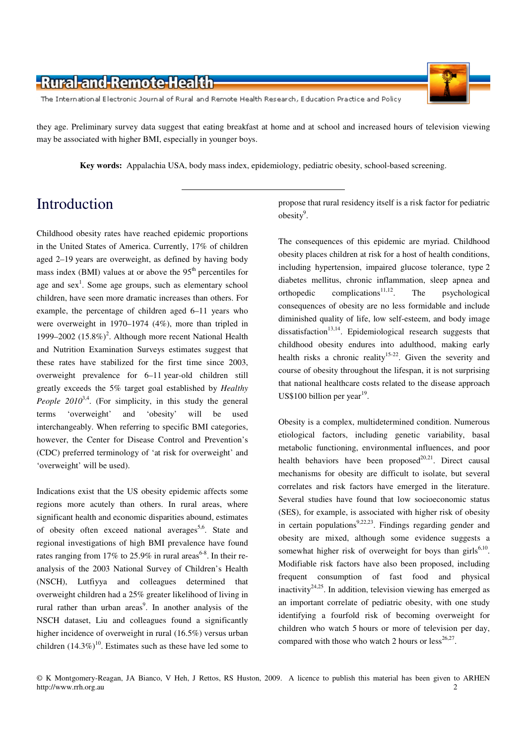they age. Preliminary survey data suggest that eating breakfast at home and at school and increased hours of television viewing may be associated with higher BMI, especially in younger boys.

**Key words:** Appalachia USA, body mass index, epidemiology, pediatric obesity, school-based screening.

# Introduction

Childhood obesity rates have reached epidemic proportions in the United States of America. Currently, 17% of children aged 2–19 years are overweight, as defined by having body mass index (BMI) values at or above the 95th percentiles for age and sex[1]. Some age groups, such as elementary school children, have seen more dramatic increases than others. For example, the percentage of children aged 6–11 years who were overweight in 1970–1974 (4%), more than tripled in 1999–2002 (15.8%)[2]. Although more recent National Health and Nutrition Examination Surveys estimates suggest that these rates have stabilized for the first time since 2003, overweight prevalence for 6–11 year-old children still greatly exceeds the 5% target goal established by *Healthy People 2010*[3,4]. (For simplicity, in this study the general terms 'overweight' and 'obesity' will be used interchangeably. When referring to specific BMI categories, however, the Center for Disease Control and Prevention's (CDC) preferred terminology of 'at risk for overweight' and 'overweight' will be used).

Indications exist that the US obesity epidemic affects some regions more acutely than others. In rural areas, where significant health and economic disparities abound, estimates of obesity often exceed national averages[5,6]. State and regional investigations of high BMI prevalence have found rates ranging from 17% to 25.9% in rural areas[6-8]. In their re-analysis of the 2003 National Survey of Children's Health (NSCH), Lutfiyya and colleagues determined that overweight children had a 25% greater likelihood of living in rural rather than urban areas[9]. In another analysis of the NSCH dataset, Liu and colleagues found a significantly higher incidence of overweight in rural (16.5%) versus urban children (14.3%)[10]. Estimates such as these have led some to propose that rural residency itself is a risk factor for pediatric obesity[9].

The consequences of this epidemic are myriad. Childhood obesity places children at risk for a host of health conditions, including hypertension, impaired glucose tolerance, type 2 diabetes mellitus, chronic inflammation, sleep apnea and orthopedic complications[11,12]. The psychological consequences of obesity are no less formidable and include diminished quality of life, low self-esteem, and body image dissatisfaction[13,14]. Epidemiological research suggests that childhood obesity endures into adulthood, making early health risks a chronic reality[15-22]. Given the severity and course of obesity throughout the lifespan, it is not surprising that national healthcare costs related to the disease approach US$100 billion per year[19].

Obesity is a complex, multidetermined condition. Numerous etiological factors, including genetic variability, basal metabolic functioning, environmental influences, and poor health behaviors have been proposed[20,21]. Direct causal mechanisms for obesity are difficult to isolate, but several correlates and risk factors have emerged in the literature. Several studies have found that low socioeconomic status (SES), for example, is associated with higher risk of obesity in certain populations[9,22,23]. Findings regarding gender and obesity are mixed, although some evidence suggests a somewhat higher risk of overweight for boys than girls[6,10]. Modifiable risk factors have also been proposed, including frequent consumption of fast food and physical inactivity[24,25]. In addition, television viewing has emerged as an important correlate of pediatric obesity, with one study identifying a fourfold risk of becoming overweight for children who watch 5 hours or more of television per day, compared with those who watch 2 hours or less[26,27].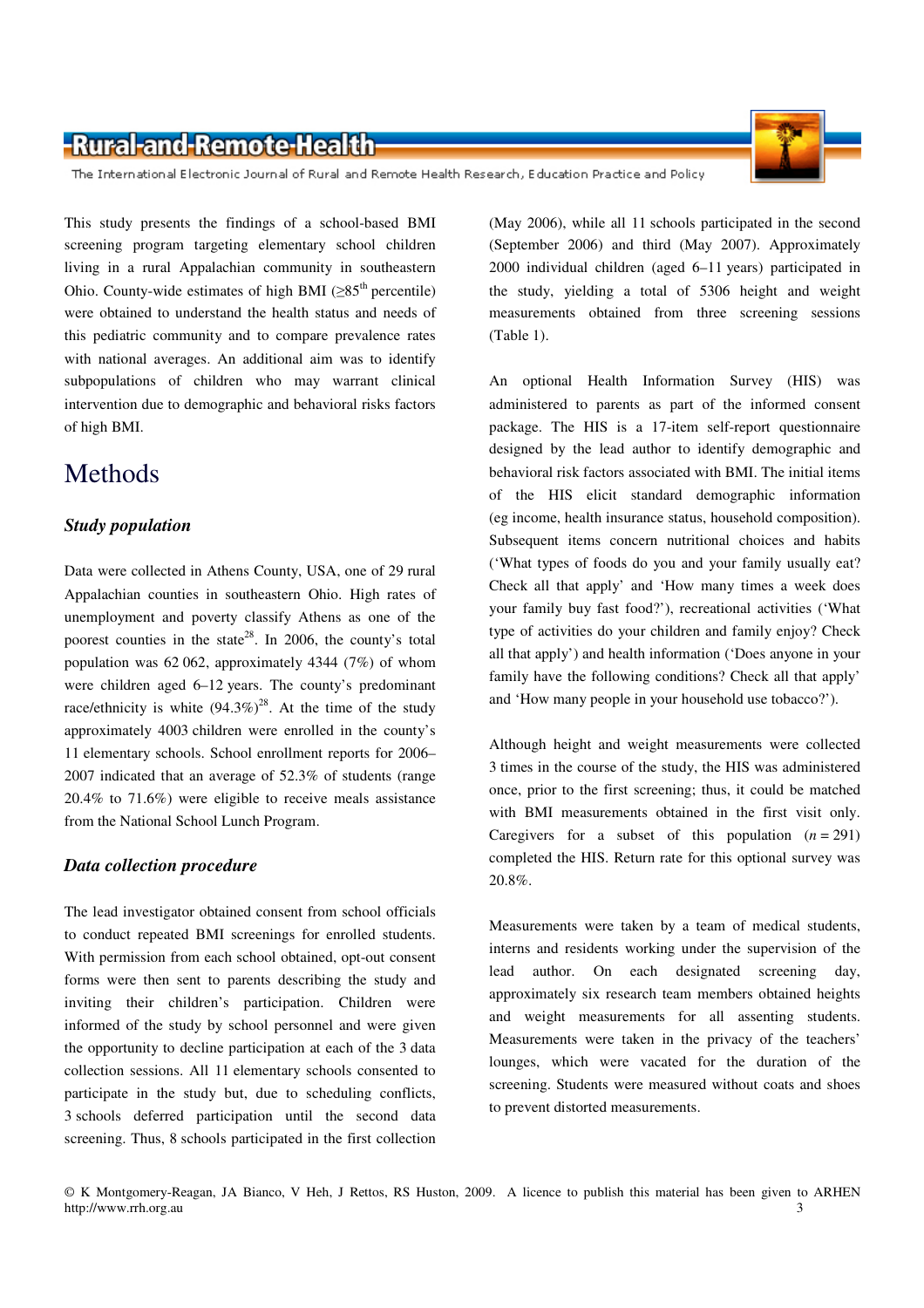This study presents the findings of a school-based BMI screening program targeting elementary school children living in a rural Appalachian community in southeastern Ohio. County-wide estimates of high BMI (≥85th percentile) were obtained to understand the health status and needs of this pediatric community and to compare prevalence rates with national averages. An additional aim was to identify subpopulations of children who may warrant clinical intervention due to demographic and behavioral risks factors of high BMI.

# Methods

### *Study population*

Data were collected in Athens County, USA, one of 29 rural Appalachian counties in southeastern Ohio. High rates of unemployment and poverty classify Athens as one of the poorest counties in the state[28]. In 2006, the county's total population was 62 062, approximately 4344 (7%) of whom were children aged 6–12 years. The county's predominant race/ethnicity is white (94.3%)[28]. At the time of the study approximately 4003 children were enrolled in the county's 11 elementary schools. School enrollment reports for 2006–2007 indicated that an average of 52.3% of students (range 20.4% to 71.6%) were eligible to receive meals assistance from the National School Lunch Program.

### *Data collection procedure*

The lead investigator obtained consent from school officials to conduct repeated BMI screenings for enrolled students. With permission from each school obtained, opt-out consent forms were then sent to parents describing the study and inviting their children's participation. Children were informed of the study by school personnel and were given the opportunity to decline participation at each of the 3 data collection sessions. All 11 elementary schools consented to participate in the study but, due to scheduling conflicts, 3 schools deferred participation until the second data screening. Thus, 8 schools participated in the first collection (May 2006), while all 11 schools participated in the second (September 2006) and third (May 2007). Approximately 2000 individual children (aged 6–11 years) participated in the study, yielding a total of 5306 height and weight measurements obtained from three screening sessions (Table 1).

An optional Health Information Survey (HIS) was administered to parents as part of the informed consent package. The HIS is a 17-item self-report questionnaire designed by the lead author to identify demographic and behavioral risk factors associated with BMI. The initial items of the HIS elicit standard demographic information (eg income, health insurance status, household composition). Subsequent items concern nutritional choices and habits ('What types of foods do you and your family usually eat? Check all that apply' and 'How many times a week does your family buy fast food?'), recreational activities ('What type of activities do your children and family enjoy? Check all that apply') and health information ('Does anyone in your family have the following conditions? Check all that apply' and 'How many people in your household use tobacco?').

Although height and weight measurements were collected 3 times in the course of the study, the HIS was administered once, prior to the first screening; thus, it could be matched with BMI measurements obtained in the first visit only. Caregivers for a subset of this population ($n = 291$) completed the HIS. Return rate for this optional survey was 20.8%.

Measurements were taken by a team of medical students, interns and residents working under the supervision of the lead author. On each designated screening day, approximately six research team members obtained heights and weight measurements for all assenting students. Measurements were taken in the privacy of the teachers' lounges, which were vacated for the duration of the screening. Students were measured without coats and shoes to prevent distorted measurements.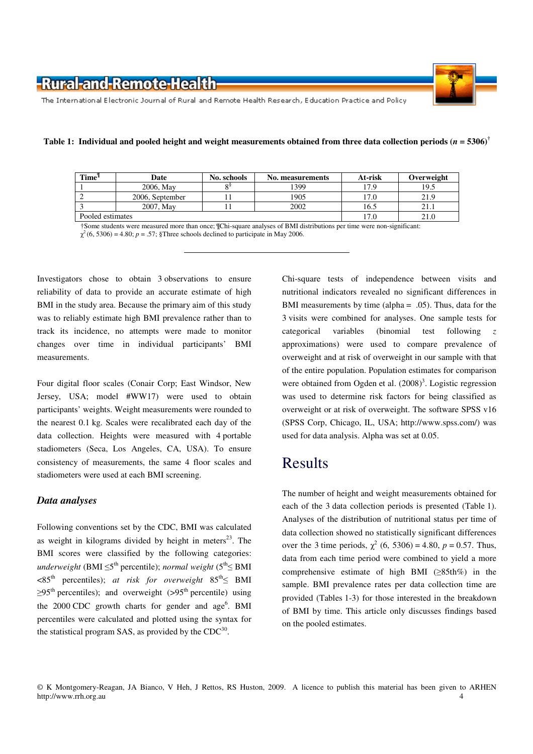**Table 1: Individual and pooled height and weight measurements obtained from three data collection periods (*n* = 5306)†**

| Time¶ | Date | No. schools | No. measurements | At-risk | Overweight |
|---|---|---|---|---|---|
| 1 | 2006, May | 8§ | 1399 | 17.9 | 19.5 |
| 2 | 2006, September | 11 | 1905 | 17.0 | 21.9 |
| 3 | 2007, May | 11 | 2002 | 16.5 | 21.1 |
| Pooled estimates | | | | 17.0 | 21.0 |

†Some students were measured more than once; ¶Chi-square analyses of BMI distributions per time were non-significant: $\chi^2$ (6, 5306) = 4.80; *p* = .57; §Three schools declined to participate in May 2006.

Investigators chose to obtain 3 observations to ensure reliability of data to provide an accurate estimate of high BMI in the study area. Because the primary aim of this study was to reliably estimate high BMI prevalence rather than to track its incidence, no attempts were made to monitor changes over time in individual participants' BMI measurements.

Four digital floor scales (Conair Corp; East Windsor, New Jersey, USA; model #WW17) were used to obtain participants' weights. Weight measurements were rounded to the nearest 0.1 kg. Scales were recalibrated each day of the data collection. Heights were measured with 4 portable stadiometers (Seca, Los Angeles, CA, USA). To ensure consistency of measurements, the same 4 floor scales and stadiometers were used at each BMI screening.

### *Data analyses*

Following conventions set by the CDC, BMI was calculated as weight in kilograms divided by height in meters[23]. The BMI scores were classified by the following categories: *underweight* (BMI ≤5th percentile); *normal weight* (5th≤ BMI <85th percentiles); *at risk for overweight* 85th≤ BMI ≥95th percentiles); and overweight (>95th percentile) using the 2000 CDC growth charts for gender and age[6]. BMI percentiles were calculated and plotted using the syntax for the statistical program SAS, as provided by the CDC[30].

Chi-square tests of independence between visits and nutritional indicators revealed no significant differences in BMI measurements by time (alpha = .05). Thus, data for the 3 visits were combined for analyses. One sample tests for categorical variables (binomial test following *z* approximations) were used to compare prevalence of overweight and at risk of overweight in our sample with that of the entire population. Population estimates for comparison were obtained from Ogden et al. (2008)[3]. Logistic regression was used to determine risk factors for being classified as overweight or at risk of overweight. The software SPSS v16 (SPSS Corp, Chicago, IL, USA; http://www.spss.com/) was used for data analysis. Alpha was set at 0.05.

# Results

The number of height and weight measurements obtained for each of the 3 data collection periods is presented (Table 1). Analyses of the distribution of nutritional status per time of data collection showed no statistically significant differences over the 3 time periods, $\chi^2$ (6, 5306) = 4.80, *p* = 0.57. Thus, data from each time period were combined to yield a more comprehensive estimate of high BMI (≥85th%) in the sample. BMI prevalence rates per data collection time are provided (Tables 1-3) for those interested in the breakdown of BMI by time. This article only discusses findings based on the pooled estimates.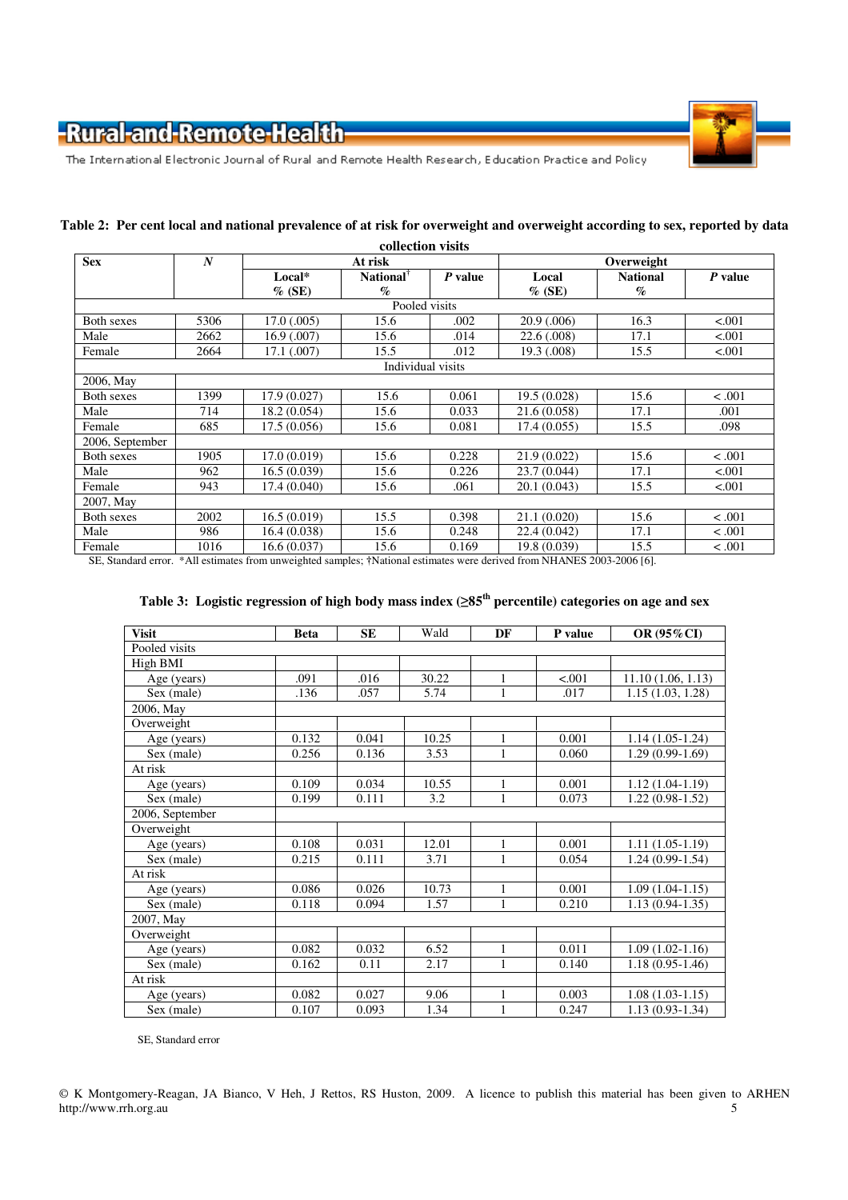**Table 2: Per cent local and national prevalence of at risk for overweight and overweight according to sex, reported by data collection visits**

| Sex | *N* | At risk | | | Overweight | | |
|---|---|---|---|---|---|---|---|
| | | Local* % (SE) | National[†] % | *P* value | Local % (SE) | National % | *P* value |
| **Pooled visits** | | | | | | | |
| Both sexes | 5306 | 17.0 (.005) | 15.6 | .002 | 20.9 (.006) | 16.3 | <.001 |
| Male | 2662 | 16.9 (.007) | 15.6 | .014 | 22.6 (.008) | 17.1 | <.001 |
| Female | 2664 | 17.1 (.007) | 15.5 | .012 | 19.3 (.008) | 15.5 | <.001 |
| **Individual visits** | | | | | | | |
| 2006, May | | | | | | | |
| Both sexes | 1399 | 17.9 (0.027) | 15.6 | 0.061 | 19.5 (0.028) | 15.6 | < .001 |
| Male | 714 | 18.2 (0.054) | 15.6 | 0.033 | 21.6 (0.058) | 17.1 | .001 |
| Female | 685 | 17.5 (0.056) | 15.6 | 0.081 | 17.4 (0.055) | 15.5 | .098 |
| 2006, September | | | | | | | |
| Both sexes | 1905 | 17.0 (0.019) | 15.6 | 0.228 | 21.9 (0.022) | 15.6 | < .001 |
| Male | 962 | 16.5 (0.039) | 15.6 | 0.226 | 23.7 (0.044) | 17.1 | <.001 |
| Female | 943 | 17.4 (0.040) | 15.6 | .061 | 20.1 (0.043) | 15.5 | <.001 |
| 2007, May | | | | | | | |
| Both sexes | 2002 | 16.5 (0.019) | 15.5 | 0.398 | 21.1 (0.020) | 15.6 | < .001 |
| Male | 986 | 16.4 (0.038) | 15.6 | 0.248 | 22.4 (0.042) | 17.1 | < .001 |
| Female | 1016 | 16.6 (0.037) | 15.6 | 0.169 | 19.8 (0.039) | 15.5 | < .001 |

SE, Standard error. *All estimates from unweighted samples; †National estimates were derived from NHANES 2003-2006 [6].

**Table 3: Logistic regression of high body mass index (≥85th percentile) categories on age and sex**

| Visit | Beta | SE | Wald | DF | P value | OR (95%CI) |
|---|---|---|---|---|---|---|
| Pooled visits | | | | | | |
| High BMI | | | | | | |
| Age (years) | .091 | .016 | 30.22 | 1 | <.001 | 11.10 (1.06, 1.13) |
| Sex (male) | .136 | .057 | 5.74 | 1 | .017 | 1.15 (1.03, 1.28) |
| 2006, May | | | | | | |
| Overweight | | | | | | |
| Age (years) | 0.132 | 0.041 | 10.25 | 1 | 0.001 | 1.14 (1.05-1.24) |
| Sex (male) | 0.256 | 0.136 | 3.53 | 1 | 0.060 | 1.29 (0.99-1.69) |
| At risk | | | | | | |
| Age (years) | 0.109 | 0.034 | 10.55 | 1 | 0.001 | 1.12 (1.04-1.19) |
| Sex (male) | 0.199 | 0.111 | 3.2 | 1 | 0.073 | 1.22 (0.98-1.52) |
| 2006, September | | | | | | |
| Overweight | | | | | | |
| Age (years) | 0.108 | 0.031 | 12.01 | 1 | 0.001 | 1.11 (1.05-1.19) |
| Sex (male) | 0.215 | 0.111 | 3.71 | 1 | 0.054 | 1.24 (0.99-1.54) |
| At risk | | | | | | |
| Age (years) | 0.086 | 0.026 | 10.73 | 1 | 0.001 | 1.09 (1.04-1.15) |
| Sex (male) | 0.118 | 0.094 | 1.57 | 1 | 0.210 | 1.13 (0.94-1.35) |
| 2007, May | | | | | | |
| Overweight | | | | | | |
| Age (years) | 0.082 | 0.032 | 6.52 | 1 | 0.011 | 1.09 (1.02-1.16) |
| Sex (male) | 0.162 | 0.11 | 2.17 | 1 | 0.140 | 1.18 (0.95-1.46) |
| At risk | | | | | | |
| Age (years) | 0.082 | 0.027 | 9.06 | 1 | 0.003 | 1.08 (1.03-1.15) |
| Sex (male) | 0.107 | 0.093 | 1.34 | 1 | 0.247 | 1.13 (0.93-1.34) |

SE, Standard error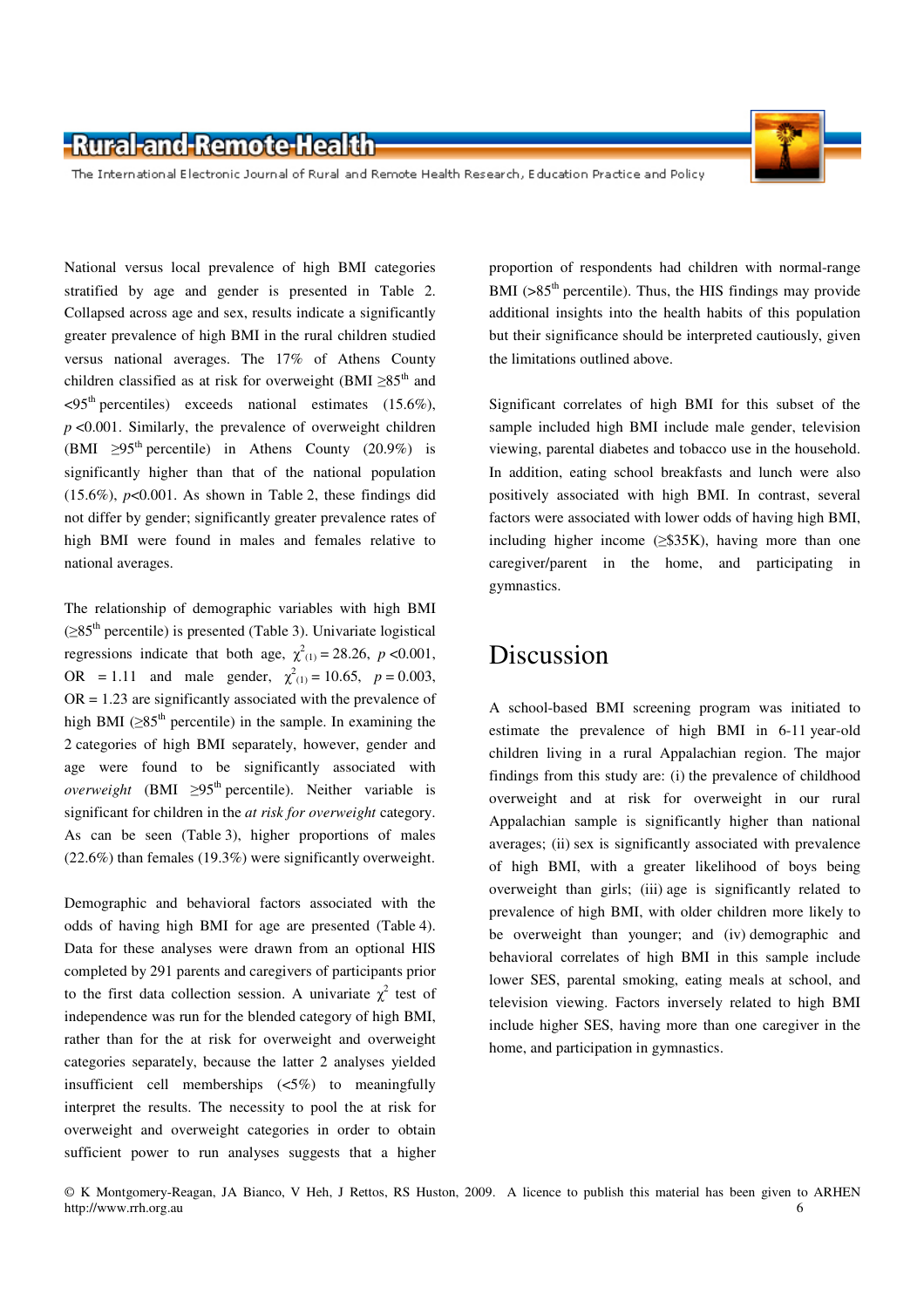National versus local prevalence of high BMI categories stratified by age and gender is presented in Table 2. Collapsed across age and sex, results indicate a significantly greater prevalence of high BMI in the rural children studied versus national averages. The 17% of Athens County children classified as at risk for overweight (BMI $\geq 85^{th}$ and $<95^{th}$ percentiles) exceeds national estimates (15.6%), $p < 0.001$. Similarly, the prevalence of overweight children (BMI $\geq 95^{th}$ percentile) in Athens County (20.9%) is significantly higher than that of the national population (15.6%), $p < 0.001$. As shown in Table 2, these findings did not differ by gender; significantly greater prevalence rates of high BMI were found in males and females relative to national averages.

The relationship of demographic variables with high BMI ($\geq 85^{th}$ percentile) is presented (Table 3). Univariate logistical regressions indicate that both age, $\chi^2_{(1)} = 28.26$, $p < 0.001$, OR = 1.11 and male gender, $\chi^2_{(1)} = 10.65$, $p = 0.003$, OR = 1.23 are significantly associated with the prevalence of high BMI ($\geq 85^{th}$ percentile) in the sample. In examining the 2 categories of high BMI separately, however, gender and age were found to be significantly associated with *overweight* (BMI $\geq 95^{th}$ percentile). Neither variable is significant for children in the *at risk for overweight* category. As can be seen (Table 3), higher proportions of males (22.6%) than females (19.3%) were significantly overweight.

Demographic and behavioral factors associated with the odds of having high BMI for age are presented (Table 4). Data for these analyses were drawn from an optional HIS completed by 291 parents and caregivers of participants prior to the first data collection session. A univariate $\chi^2$ test of independence was run for the blended category of high BMI, rather than for the at risk for overweight and overweight categories separately, because the latter 2 analyses yielded insufficient cell memberships (<5%) to meaningfully interpret the results. The necessity to pool the at risk for overweight and overweight categories in order to obtain sufficient power to run analyses suggests that a higher proportion of respondents had children with normal-range BMI ($>85^{th}$ percentile). Thus, the HIS findings may provide additional insights into the health habits of this population but their significance should be interpreted cautiously, given the limitations outlined above.

Significant correlates of high BMI for this subset of the sample included high BMI include male gender, television viewing, parental diabetes and tobacco use in the household. In addition, eating school breakfasts and lunch were also positively associated with high BMI. In contrast, several factors were associated with lower odds of having high BMI, including higher income (≥$35K), having more than one caregiver/parent in the home, and participating in gymnastics.

# Discussion

A school-based BMI screening program was initiated to estimate the prevalence of high BMI in 6-11 year-old children living in a rural Appalachian region. The major findings from this study are: (i) the prevalence of childhood overweight and at risk for overweight in our rural Appalachian sample is significantly higher than national averages; (ii) sex is significantly associated with prevalence of high BMI, with a greater likelihood of boys being overweight than girls; (iii) age is significantly related to prevalence of high BMI, with older children more likely to be overweight than younger; and (iv) demographic and behavioral correlates of high BMI in this sample include lower SES, parental smoking, eating meals at school, and television viewing. Factors inversely related to high BMI include higher SES, having more than one caregiver in the home, and participation in gymnastics.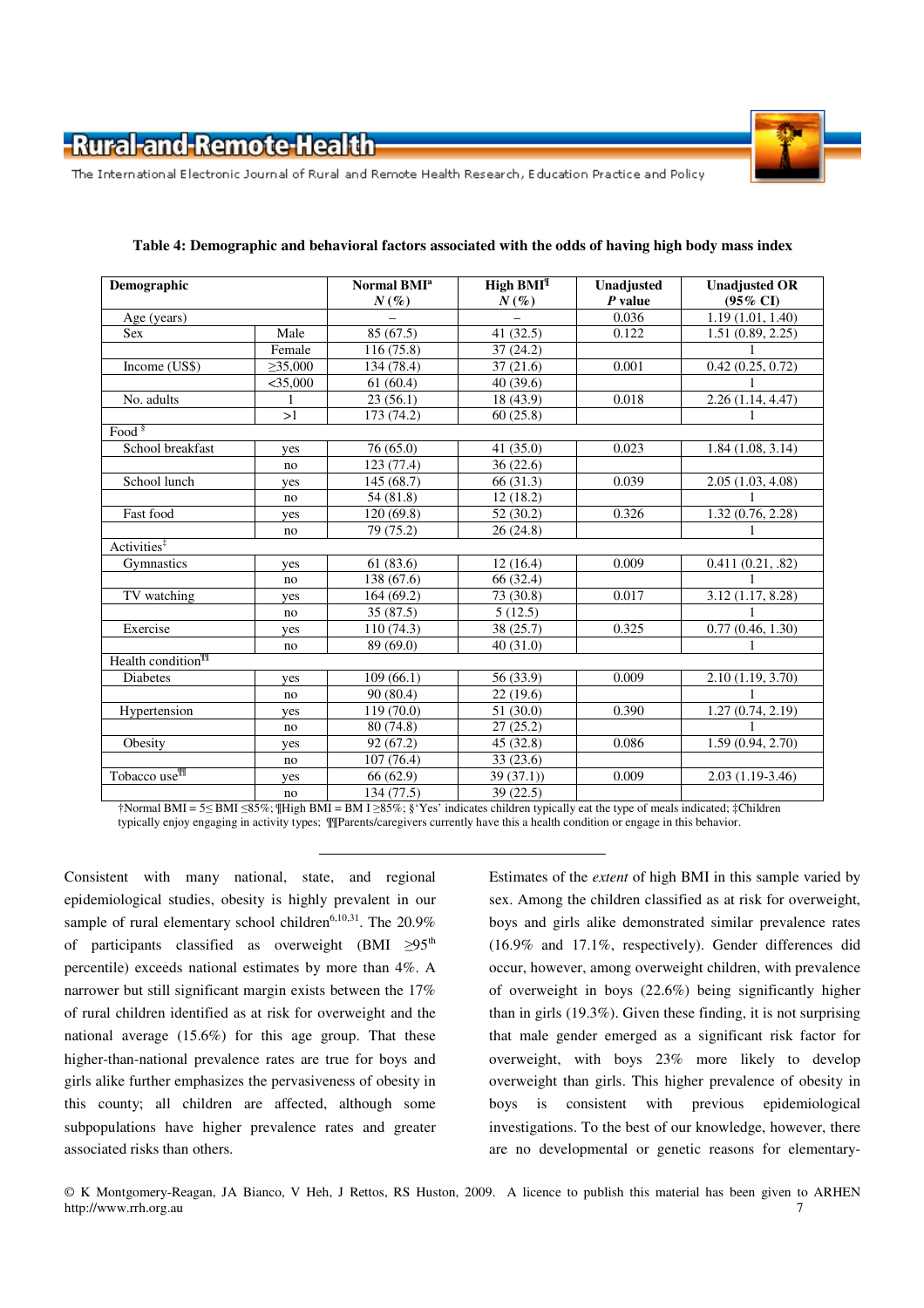**Table 4: Demographic and behavioral factors associated with the odds of having high body mass index**

| Demographic | | Normal BMI[a] *N* (%) | High BMI[¶] *N* (%) | Unadjusted *P* value | Unadjusted OR (95% CI) |
|---|---|---|---|---|---|
| Age (years) | | – | – | 0.036 | 1.19 (1.01, 1.40) |
| Sex | Male | 85 (67.5) | 41 (32.5) | 0.122 | 1.51 (0.89, 2.25) |
| | Female | 116 (75.8) | 37 (24.2) | | 1 |
| Income (US$) | ≥35,000 | 134 (78.4) | 37 (21.6) | 0.001 | 0.42 (0.25, 0.72) |
| | <35,000 | 61 (60.4) | 40 (39.6) | | 1 |
| No. adults | 1 | 23 (56.1) | 18 (43.9) | 0.018 | 2.26 (1.14, 4.47) |
| | >1 | 173 (74.2) | 60 (25.8) | | 1 |
| Food [§] | | | | | |
| School breakfast | yes | 76 (65.0) | 41 (35.0) | 0.023 | 1.84 (1.08, 3.14) |
| | no | 123 (77.4) | 36 (22.6) | | |
| School lunch | yes | 145 (68.7) | 66 (31.3) | 0.039 | 2.05 (1.03, 4.08) |
| | no | 54 (81.8) | 12 (18.2) | | 1 |
| Fast food | yes | 120 (69.8) | 52 (30.2) | 0.326 | 1.32 (0.76, 2.28) |
| | no | 79 (75.2) | 26 (24.8) | | 1 |
| Activities[‡] | | | | | |
| Gymnastics | yes | 61 (83.6) | 12 (16.4) | 0.009 | 0.411 (0.21, .82) |
| | no | 138 (67.6) | 66 (32.4) | | 1 |
| TV watching | yes | 164 (69.2) | 73 (30.8) | 0.017 | 3.12 (1.17, 8.28) |
| | no | 35 (87.5) | 5 (12.5) | | 1 |
| Exercise | yes | 110 (74.3) | 38 (25.7) | 0.325 | 0.77 (0.46, 1.30) |
| | no | 89 (69.0) | 40 (31.0) | | 1 |
| Health condition[¶¶] | | | | | |
| Diabetes | yes | 109 (66.1) | 56 (33.9) | 0.009 | 2.10 (1.19, 3.70) |
| | no | 90 (80.4) | 22 (19.6) | | 1 |
| Hypertension | yes | 119 (70.0) | 51 (30.0) | 0.390 | 1.27 (0.74, 2.19) |
| | no | 80 (74.8) | 27 (25.2) | | 1 |
| Obesity | yes | 92 (67.2) | 45 (32.8) | 0.086 | 1.59 (0.94, 2.70) |
| | no | 107 (76.4) | 33 (23.6) | | |
| Tobacco use[¶¶] | yes | 66 (62.9) | 39 (37.1)) | 0.009 | 2.03 (1.19-3.46) |
| | no | 134 (77.5) | 39 (22.5) | | |

†Normal BMI = 5≤ BMI ≤85%; ¶High BMI = BM I ≥85%; §'Yes' indicates children typically eat the type of meals indicated; ‡Children typically enjoy engaging in activity types; ¶¶Parents/caregivers currently have this a health condition or engage in this behavior.

---

Consistent with many national, state, and regional epidemiological studies, obesity is highly prevalent in our sample of rural elementary school children[6,10,31]. The 20.9% of participants classified as overweight (BMI ≥95[th] percentile) exceeds national estimates by more than 4%. A narrower but still significant margin exists between the 17% of rural children identified as at risk for overweight and the national average (15.6%) for this age group. That these higher-than-national prevalence rates are true for boys and girls alike further emphasizes the pervasiveness of obesity in this county; all children are affected, although some subpopulations have higher prevalence rates and greater associated risks than others.

Estimates of the *extent* of high BMI in this sample varied by sex. Among the children classified as at risk for overweight, boys and girls alike demonstrated similar prevalence rates (16.9% and 17.1%, respectively). Gender differences did occur, however, among overweight children, with prevalence of overweight in boys (22.6%) being significantly higher than in girls (19.3%). Given these finding, it is not surprising that male gender emerged as a significant risk factor for overweight, with boys 23% more likely to develop overweight than girls. This higher prevalence of obesity in boys is consistent with previous epidemiological investigations. To the best of our knowledge, however, there are no developmental or genetic reasons for elementary-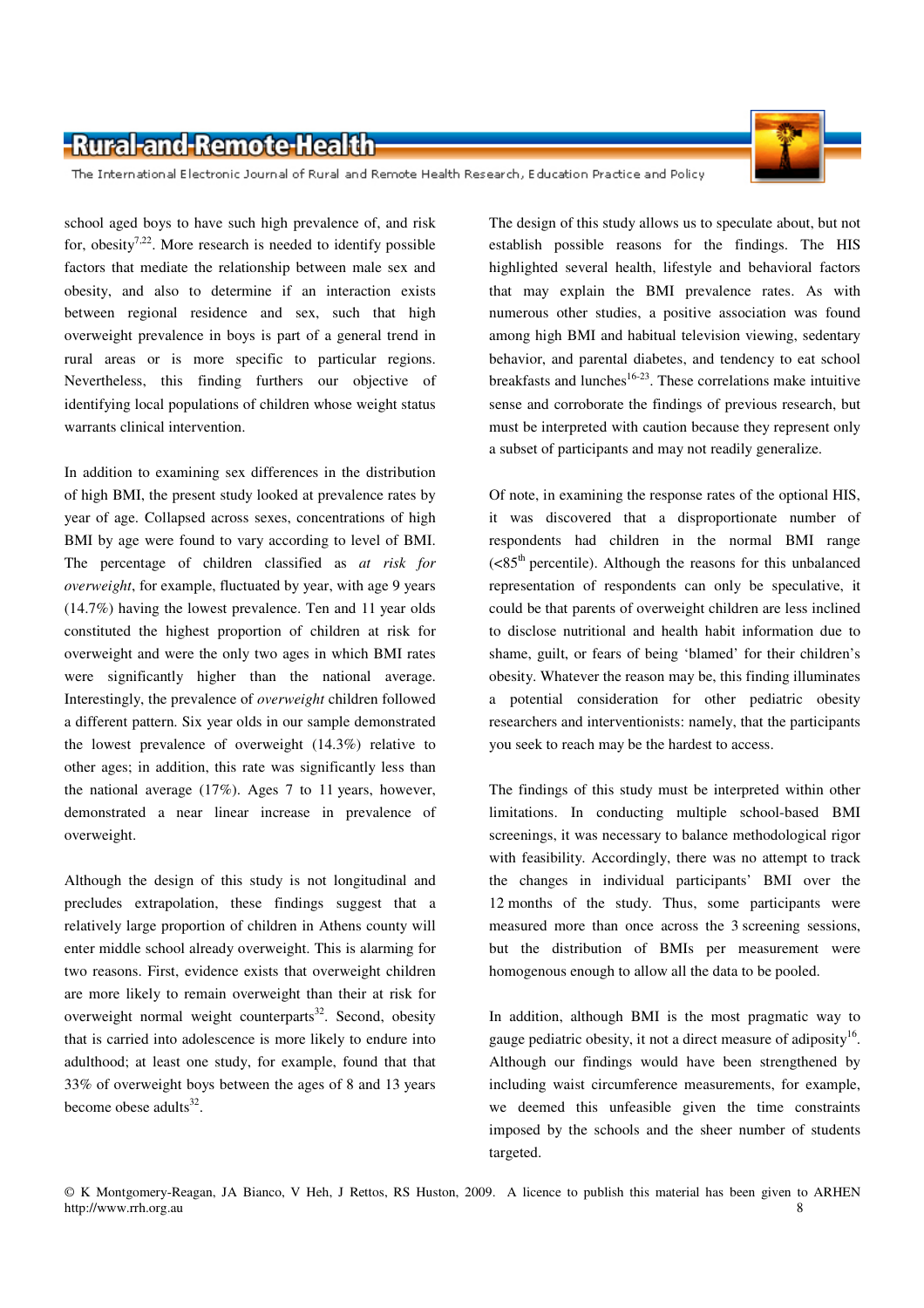school aged boys to have such high prevalence of, and risk for, obesity[7,22]. More research is needed to identify possible factors that mediate the relationship between male sex and obesity, and also to determine if an interaction exists between regional residence and sex, such that high overweight prevalence in boys is part of a general trend in rural areas or is more specific to particular regions. Nevertheless, this finding furthers our objective of identifying local populations of children whose weight status warrants clinical intervention.

In addition to examining sex differences in the distribution of high BMI, the present study looked at prevalence rates by year of age. Collapsed across sexes, concentrations of high BMI by age were found to vary according to level of BMI. The percentage of children classified as *at risk for overweight*, for example, fluctuated by year, with age 9 years (14.7%) having the lowest prevalence. Ten and 11 year olds constituted the highest proportion of children at risk for overweight and were the only two ages in which BMI rates were significantly higher than the national average. Interestingly, the prevalence of *overweight* children followed a different pattern. Six year olds in our sample demonstrated the lowest prevalence of overweight (14.3%) relative to other ages; in addition, this rate was significantly less than the national average (17%). Ages 7 to 11 years, however, demonstrated a near linear increase in prevalence of overweight.

Although the design of this study is not longitudinal and precludes extrapolation, these findings suggest that a relatively large proportion of children in Athens county will enter middle school already overweight. This is alarming for two reasons. First, evidence exists that overweight children are more likely to remain overweight than their at risk for overweight normal weight counterparts[32]. Second, obesity that is carried into adolescence is more likely to endure into adulthood; at least one study, for example, found that that 33% of overweight boys between the ages of 8 and 13 years become obese adults[32].

The design of this study allows us to speculate about, but not establish possible reasons for the findings. The HIS highlighted several health, lifestyle and behavioral factors that may explain the BMI prevalence rates. As with numerous other studies, a positive association was found among high BMI and habitual television viewing, sedentary behavior, and parental diabetes, and tendency to eat school breakfasts and lunches[16-23]. These correlations make intuitive sense and corroborate the findings of previous research, but must be interpreted with caution because they represent only a subset of participants and may not readily generalize.

Of note, in examining the response rates of the optional HIS, it was discovered that a disproportionate number of respondents had children in the normal BMI range (<85[th] percentile). Although the reasons for this unbalanced representation of respondents can only be speculative, it could be that parents of overweight children are less inclined to disclose nutritional and health habit information due to shame, guilt, or fears of being 'blamed' for their children's obesity. Whatever the reason may be, this finding illuminates a potential consideration for other pediatric obesity researchers and interventionists: namely, that the participants you seek to reach may be the hardest to access.

The findings of this study must be interpreted within other limitations. In conducting multiple school-based BMI screenings, it was necessary to balance methodological rigor with feasibility. Accordingly, there was no attempt to track the changes in individual participants' BMI over the 12 months of the study. Thus, some participants were measured more than once across the 3 screening sessions, but the distribution of BMIs per measurement were homogenous enough to allow all the data to be pooled.

In addition, although BMI is the most pragmatic way to gauge pediatric obesity, it not a direct measure of adiposity[16]. Although our findings would have been strengthened by including waist circumference measurements, for example, we deemed this unfeasible given the time constraints imposed by the schools and the sheer number of students targeted.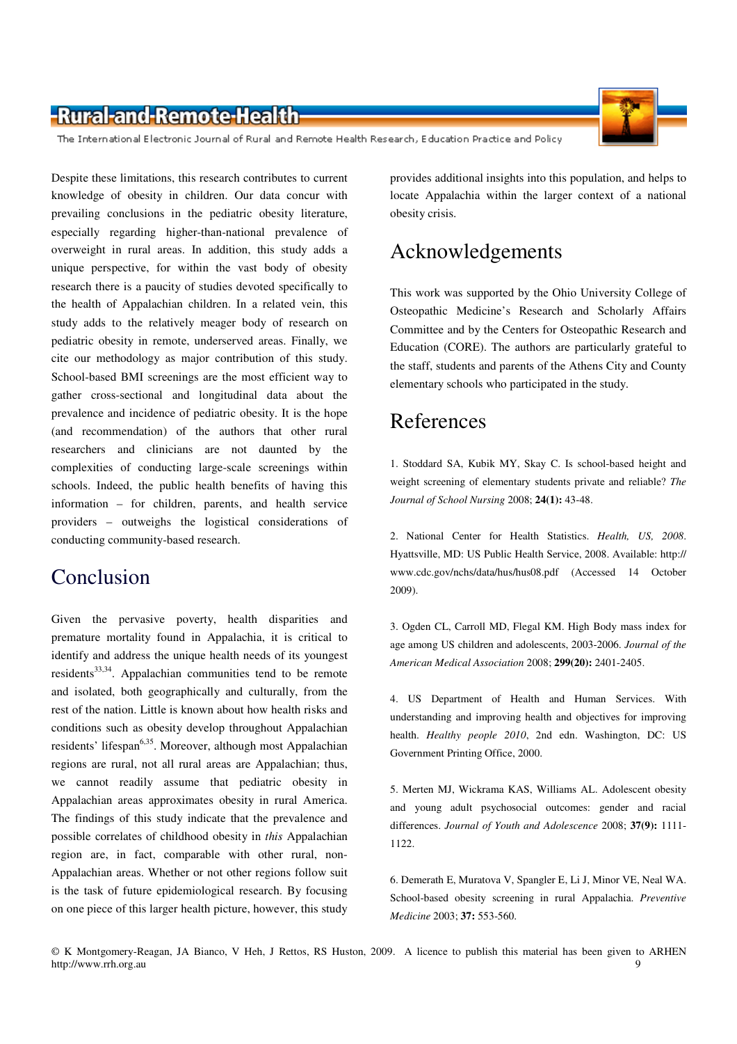Despite these limitations, this research contributes to current knowledge of obesity in children. Our data concur with prevailing conclusions in the pediatric obesity literature, especially regarding higher-than-national prevalence of overweight in rural areas. In addition, this study adds a unique perspective, for within the vast body of obesity research there is a paucity of studies devoted specifically to the health of Appalachian children. In a related vein, this study adds to the relatively meager body of research on pediatric obesity in remote, underserved areas. Finally, we cite our methodology as major contribution of this study. School-based BMI screenings are the most efficient way to gather cross-sectional and longitudinal data about the prevalence and incidence of pediatric obesity. It is the hope (and recommendation) of the authors that other rural researchers and clinicians are not daunted by the complexities of conducting large-scale screenings within schools. Indeed, the public health benefits of having this information – for children, parents, and health service providers – outweighs the logistical considerations of conducting community-based research.

## Conclusion

Given the pervasive poverty, health disparities and premature mortality found in Appalachia, it is critical to identify and address the unique health needs of its youngest residents[33,34]. Appalachian communities tend to be remote and isolated, both geographically and culturally, from the rest of the nation. Little is known about how health risks and conditions such as obesity develop throughout Appalachian residents' lifespan[6,35]. Moreover, although most Appalachian regions are rural, not all rural areas are Appalachian; thus, we cannot readily assume that pediatric obesity in Appalachian areas approximates obesity in rural America. The findings of this study indicate that the prevalence and possible correlates of childhood obesity in *this* Appalachian region are, in fact, comparable with other rural, non-Appalachian areas. Whether or not other regions follow suit is the task of future epidemiological research. By focusing on one piece of this larger health picture, however, this study provides additional insights into this population, and helps to locate Appalachia within the larger context of a national obesity crisis.

## Acknowledgements

This work was supported by the Ohio University College of Osteopathic Medicine's Research and Scholarly Affairs Committee and by the Centers for Osteopathic Research and Education (CORE). The authors are particularly grateful to the staff, students and parents of the Athens City and County elementary schools who participated in the study.

## References

1. Stoddard SA, Kubik MY, Skay C. Is school-based height and weight screening of elementary students private and reliable? *The Journal of School Nursing* 2008; **24(1):** 43-48.

2. National Center for Health Statistics. *Health, US, 2008*. Hyattsville, MD: US Public Health Service, 2008. Available: http:// www.cdc.gov/nchs/data/hus/hus08.pdf (Accessed 14 October 2009).

3. Ogden CL, Carroll MD, Flegal KM. High Body mass index for age among US children and adolescents, 2003-2006. *Journal of the American Medical Association* 2008; **299(20):** 2401-2405.

4. US Department of Health and Human Services. With understanding and improving health and objectives for improving health. *Healthy people 2010*, 2nd edn. Washington, DC: US Government Printing Office, 2000.

5. Merten MJ, Wickrama KAS, Williams AL. Adolescent obesity and young adult psychosocial outcomes: gender and racial differences. *Journal of Youth and Adolescence* 2008; **37(9):** 1111-1122.

6. Demerath E, Muratova V, Spangler E, Li J, Minor VE, Neal WA. School-based obesity screening in rural Appalachia. *Preventive Medicine* 2003; **37:** 553-560.

© K Montgomery-Reagan, JA Bianco, V Heh, J Rettos, RS Huston, 2009. A licence to publish this material has been given to ARHEN http://www.rrh.org.au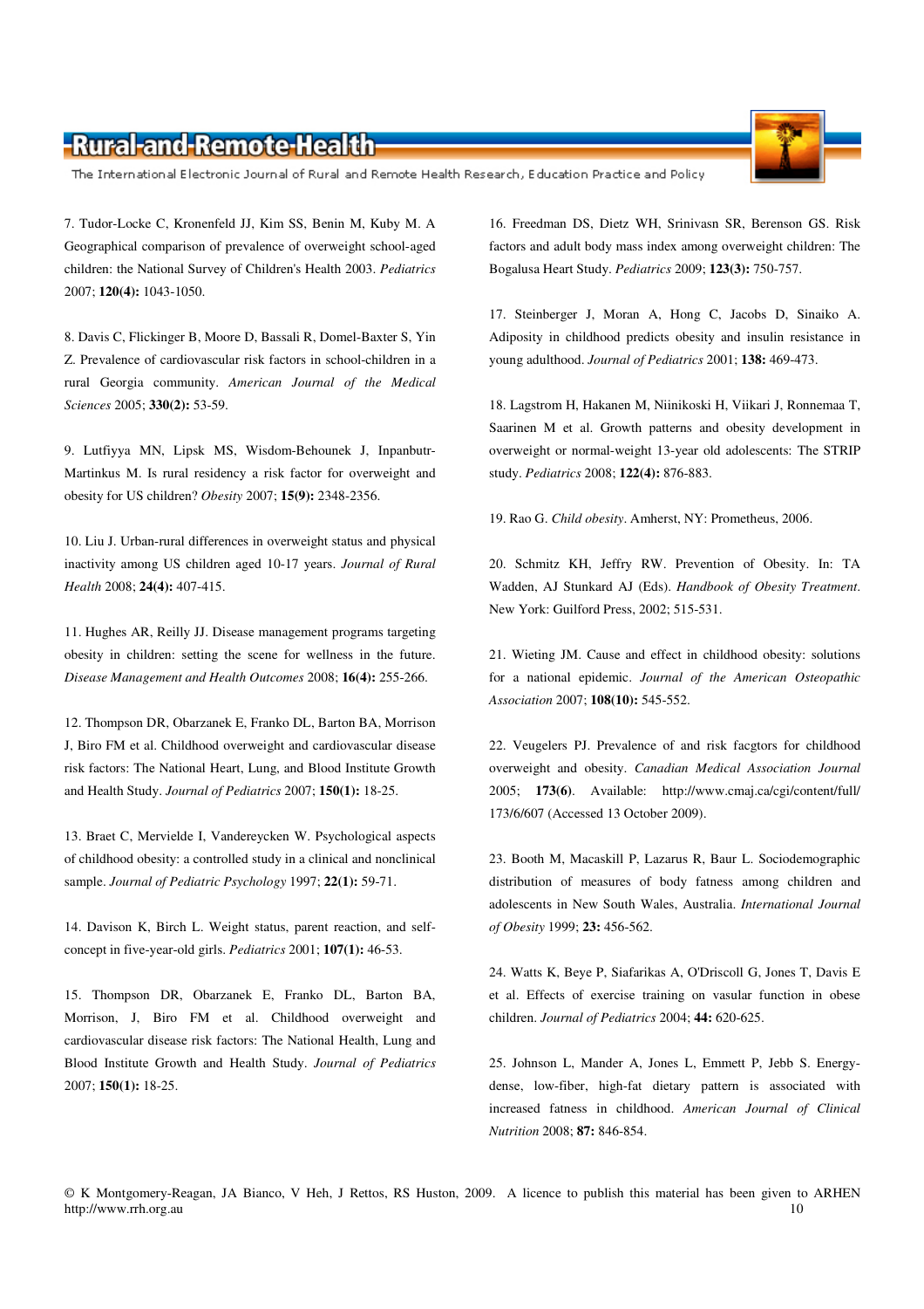7. Tudor-Locke C, Kronenfeld JJ, Kim SS, Benin M, Kuby M. A Geographical comparison of prevalence of overweight school-aged children: the National Survey of Children's Health 2003. *Pediatrics* 2007; **120(4):** 1043-1050.

8. Davis C, Flickinger B, Moore D, Bassali R, Domel-Baxter S, Yin Z. Prevalence of cardiovascular risk factors in school-children in a rural Georgia community. *American Journal of the Medical Sciences* 2005; **330(2):** 53-59.

9. Lutfiyya MN, Lipsk MS, Wisdom-Behounek J, Inpanbutr-Martinkus M. Is rural residency a risk factor for overweight and obesity for US children? *Obesity* 2007; **15(9):** 2348-2356.

10. Liu J. Urban-rural differences in overweight status and physical inactivity among US children aged 10-17 years. *Journal of Rural Health* 2008; **24(4):** 407-415.

11. Hughes AR, Reilly JJ. Disease management programs targeting obesity in children: setting the scene for wellness in the future. *Disease Management and Health Outcomes* 2008; **16(4):** 255-266.

12. Thompson DR, Obarzanek E, Franko DL, Barton BA, Morrison J, Biro FM et al. Childhood overweight and cardiovascular disease risk factors: The National Heart, Lung, and Blood Institute Growth and Health Study. *Journal of Pediatrics* 2007; **150(1):** 18-25.

13. Braet C, Mervielde I, Vandereycken W. Psychological aspects of childhood obesity: a controlled study in a clinical and nonclinical sample. *Journal of Pediatric Psychology* 1997; **22(1):** 59-71.

14. Davison K, Birch L. Weight status, parent reaction, and self-concept in five-year-old girls. *Pediatrics* 2001; **107(1):** 46-53.

15. Thompson DR, Obarzanek E, Franko DL, Barton BA, Morrison, J, Biro FM et al. Childhood overweight and cardiovascular disease risk factors: The National Health, Lung and Blood Institute Growth and Health Study. *Journal of Pediatrics* 2007; **150(1):** 18-25.

16. Freedman DS, Dietz WH, Srinivasn SR, Berenson GS. Risk factors and adult body mass index among overweight children: The Bogalusa Heart Study. *Pediatrics* 2009; **123(3):** 750-757.

17. Steinberger J, Moran A, Hong C, Jacobs D, Sinaiko A. Adiposity in childhood predicts obesity and insulin resistance in young adulthood. *Journal of Pediatrics* 2001; **138:** 469-473.

18. Lagstrom H, Hakanen M, Niinikoski H, Viikari J, Ronnemaa T, Saarinen M et al. Growth patterns and obesity development in overweight or normal-weight 13-year old adolescents: The STRIP study. *Pediatrics* 2008; **122(4):** 876-883.

19. Rao G. *Child obesity*. Amherst, NY: Prometheus, 2006.

20. Schmitz KH, Jeffry RW. Prevention of Obesity. In: TA Wadden, AJ Stunkard AJ (Eds). *Handbook of Obesity Treatment*. New York: Guilford Press, 2002; 515-531.

21. Wieting JM. Cause and effect in childhood obesity: solutions for a national epidemic. *Journal of the American Osteopathic Association* 2007; **108(10):** 545-552.

22. Veugelers PJ. Prevalence of and risk facgtors for childhood overweight and obesity. *Canadian Medical Association Journal* 2005; **173(6)**. Available: http://www.cmaj.ca/cgi/content/full/173/6/607 (Accessed 13 October 2009).

23. Booth M, Macaskill P, Lazarus R, Baur L. Sociodemographic distribution of measures of body fatness among children and adolescents in New South Wales, Australia. *International Journal of Obesity* 1999; **23:** 456-562.

24. Watts K, Beye P, Siafarikas A, O'Driscoll G, Jones T, Davis E et al. Effects of exercise training on vasular function in obese children. *Journal of Pediatrics* 2004; **44:** 620-625.

25. Johnson L, Mander A, Jones L, Emmett P, Jebb S. Energy-dense, low-fiber, high-fat dietary pattern is associated with increased fatness in childhood. *American Journal of Clinical Nutrition* 2008; **87:** 846-854.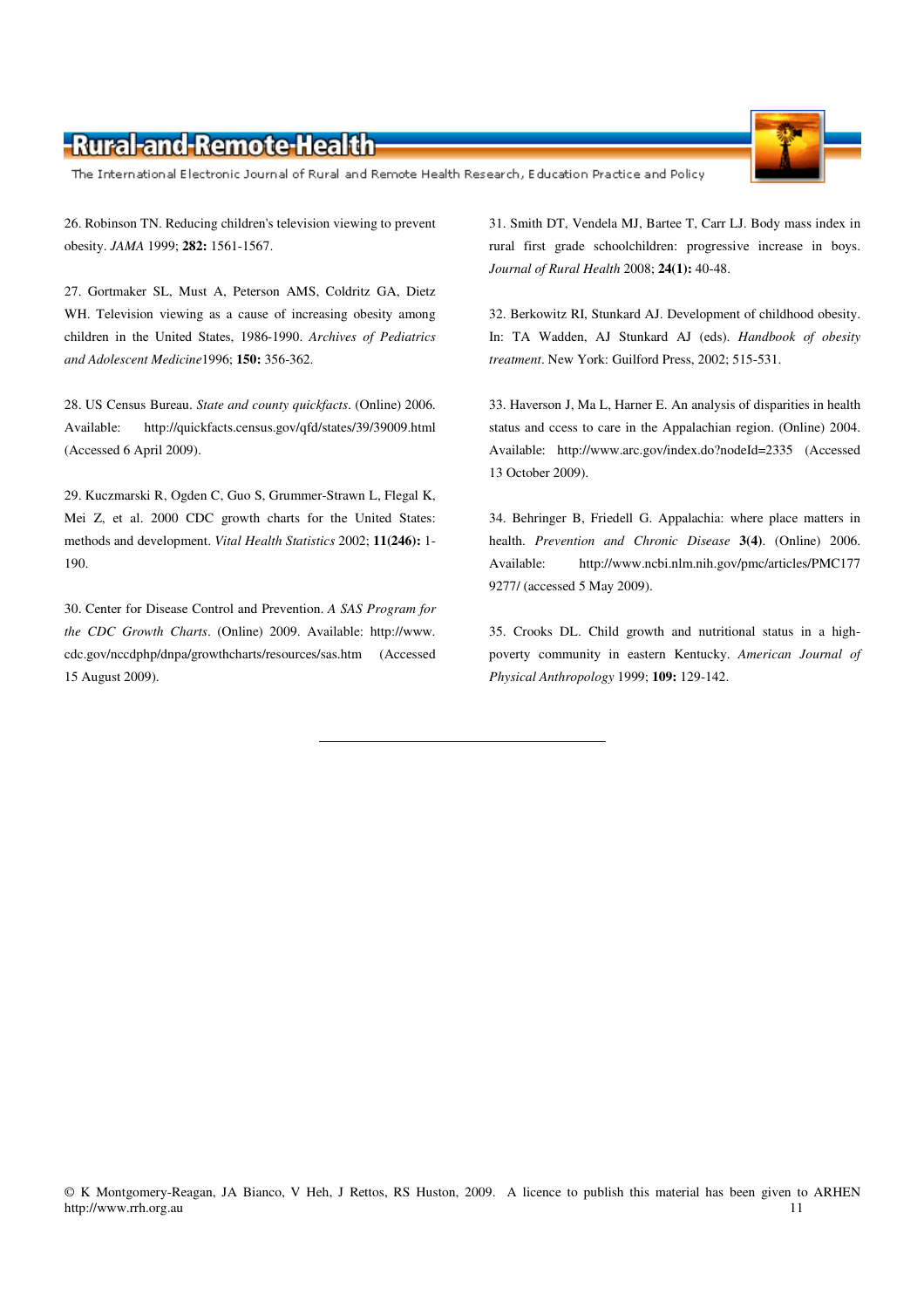26. Robinson TN. Reducing children's television viewing to prevent obesity. *JAMA* 1999; **282:** 1561-1567.

27. Gortmaker SL, Must A, Peterson AMS, Coldritz GA, Dietz WH. Television viewing as a cause of increasing obesity among children in the United States, 1986-1990. *Archives of Pediatrics and Adolescent Medicine*1996; **150:** 356-362.

28. US Census Bureau. *State and county quickfacts*. (Online) 2006. Available: http://quickfacts.census.gov/qfd/states/39/39009.html (Accessed 6 April 2009).

29. Kuczmarski R, Ogden C, Guo S, Grummer-Strawn L, Flegal K, Mei Z, et al. 2000 CDC growth charts for the United States: methods and development. *Vital Health Statistics* 2002; **11(246):** 1-190.

30. Center for Disease Control and Prevention. *A SAS Program for the CDC Growth Charts*. (Online) 2009. Available: http://www.cdc.gov/nccdphp/dnpa/growthcharts/resources/sas.htm (Accessed 15 August 2009).

31. Smith DT, Vendela MJ, Bartee T, Carr LJ. Body mass index in rural first grade schoolchildren: progressive increase in boys. *Journal of Rural Health* 2008; **24(1):** 40-48.

32. Berkowitz RI, Stunkard AJ. Development of childhood obesity. In: TA Wadden, AJ Stunkard AJ (eds). *Handbook of obesity treatment*. New York: Guilford Press, 2002; 515-531.

33. Haverson J, Ma L, Harner E. An analysis of disparities in health status and ccess to care in the Appalachian region. (Online) 2004. Available: http://www.arc.gov/index.do?nodeId=2335 (Accessed 13 October 2009).

34. Behringer B, Friedell G. Appalachia: where place matters in health. *Prevention and Chronic Disease* **3(4)**. (Online) 2006. Available: http://www.ncbi.nlm.nih.gov/pmc/articles/PMC1779277/ (accessed 5 May 2009).

35. Crooks DL. Child growth and nutritional status in a high-poverty community in eastern Kentucky. *American Journal of Physical Anthropology* 1999; **109:** 129-142.

---

© K Montgomery-Reagan, JA Bianco, V Heh, J Rettos, RS Huston, 2009. A licence to publish this material has been given to ARHEN http://www.rrh.org.au